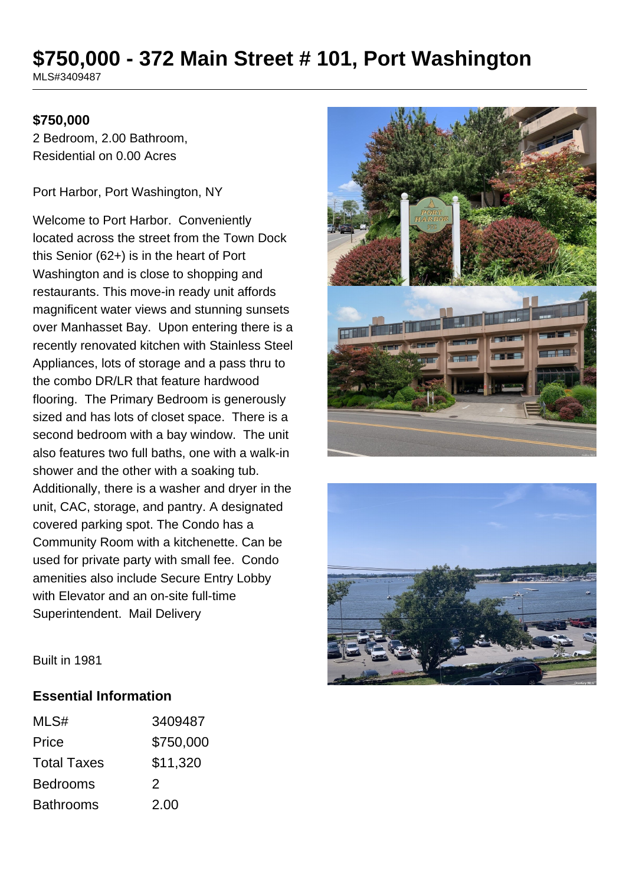# $750,000 - 372 Main Street # 101, Port Washington

MLS#3409487

**$750,000**

2 Bedroom, 2.00 Bathroom, Residential on 0.00 Acres

Port Harbor, Port Washington, NY

Welcome to Port Harbor. Conveniently located across the street from the Town Dock this Senior (62+) is in the heart of Port Washington and is close to shopping and restaurants. This move-in ready unit affords magnificent water views and stunning sunsets over Manhasset Bay. Upon entering there is a recently renovated kitchen with Stainless Steel Appliances, lots of storage and a pass thru to the combo DR/LR that feature hardwood flooring. The Primary Bedroom is generously sized and has lots of closet space. There is a second bedroom with a bay window. The unit also features two full baths, one with a walk-in shower and the other with a soaking tub. Additionally, there is a washer and dryer in the unit, CAC, storage, and pantry. A designated covered parking spot. The Condo has a Community Room with a kitchenette. Can be used for private party with small fee. Condo amenities also include Secure Entry Lobby with Elevator and an on-site full-time Superintendent. Mail Delivery

Built in 1981

## Essential Information

| | |
|---|---|
| MLS# | 3409487 |
| Price | $750,000 |
| Total Taxes | $11,320 |
| Bedrooms | 2 |
| Bathrooms | 2.00 |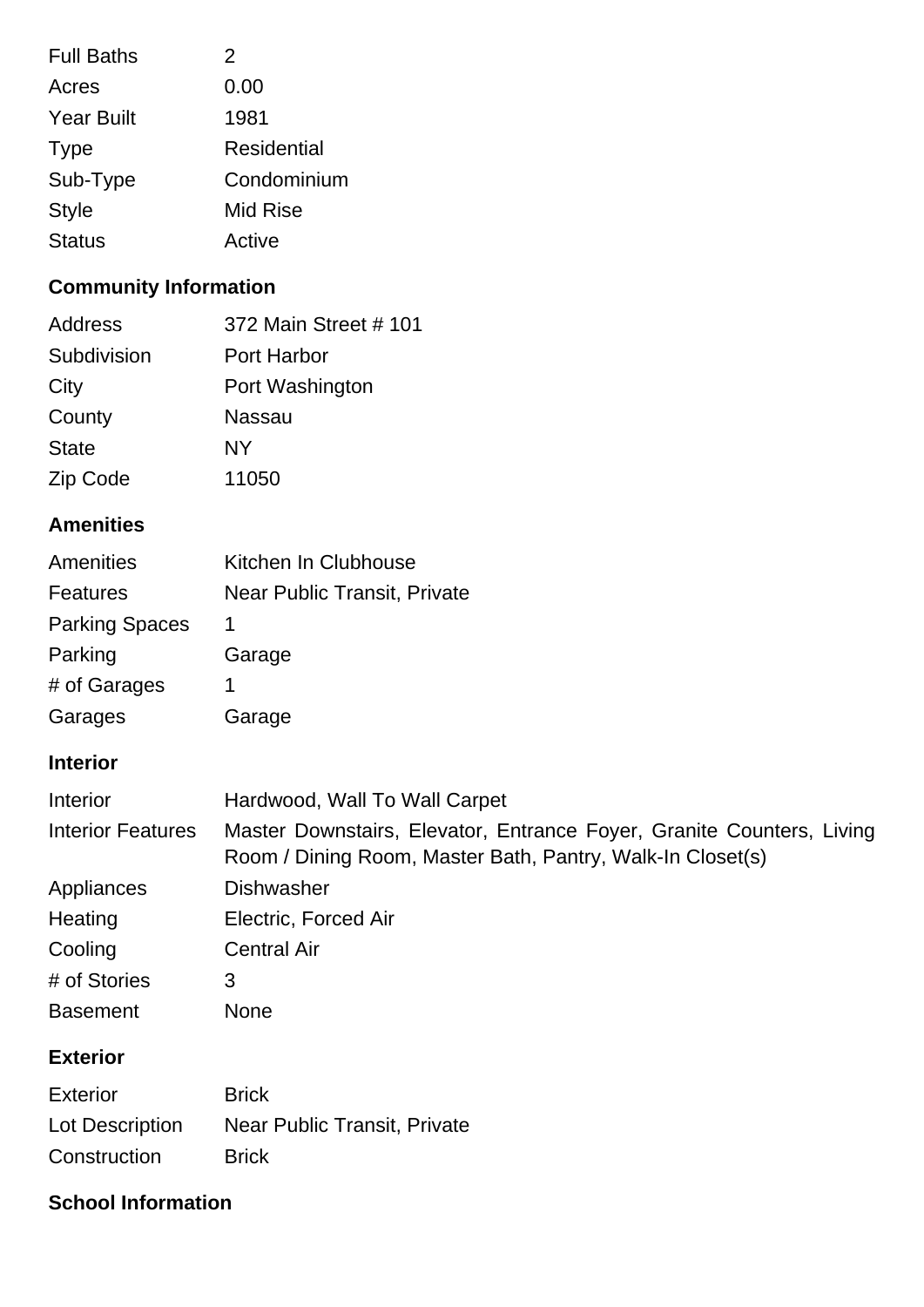| | |
|---|---|
| Full Baths | 2 |
| Acres | 0.00 |
| Year Built | 1981 |
| Type | Residential |
| Sub-Type | Condominium |
| Style | Mid Rise |
| Status | Active |

## Community Information

| | |
|---|---|
| Address | 372 Main Street # 101 |
| Subdivision | Port Harbor |
| City | Port Washington |
| County | Nassau |
| State | NY |
| Zip Code | 11050 |

## Amenities

| | |
|---|---|
| Amenities | Kitchen In Clubhouse |
| Features | Near Public Transit, Private |
| Parking Spaces | 1 |
| Parking | Garage |
| # of Garages | 1 |
| Garages | Garage |

## Interior

| | |
|---|---|
| Interior | Hardwood, Wall To Wall Carpet |
| Interior Features | Master Downstairs, Elevator, Entrance Foyer, Granite Counters, Living Room / Dining Room, Master Bath, Pantry, Walk-In Closet(s) |
| Appliances | Dishwasher |
| Heating | Electric, Forced Air |
| Cooling | Central Air |
| # of Stories | 3 |
| Basement | None |

## Exterior

| | |
|---|---|
| Exterior | Brick |
| Lot Description | Near Public Transit, Private |
| Construction | Brick |

## School Information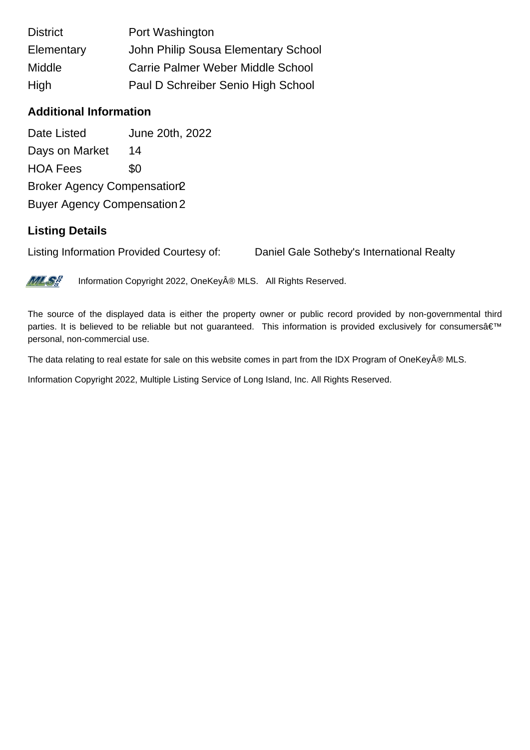| | |
|---|---|
| District | Port Washington |
| Elementary | John Philip Sousa Elementary School |
| Middle | Carrie Palmer Weber Middle School |
| High | Paul D Schreiber Senio High School |

## Additional Information

| | |
|---|---|
| Date Listed | June 20th, 2022 |
| Days on Market | 14 |
| HOA Fees | $0 |
| Broker Agency Compensation | 2 |
| Buyer Agency Compensation | 2 |

## Listing Details

Listing Information Provided Courtesy of: Daniel Gale Sotheby's International Realty

Information Copyright 2022, OneKeyÂ® MLS. All Rights Reserved.

The source of the displayed data is either the property owner or public record provided by non-governmental third parties. It is believed to be reliable but not guaranteed. This information is provided exclusively for consumersâ€™ personal, non-commercial use.

The data relating to real estate for sale on this website comes in part from the IDX Program of OneKeyÂ® MLS.

Information Copyright 2022, Multiple Listing Service of Long Island, Inc. All Rights Reserved.